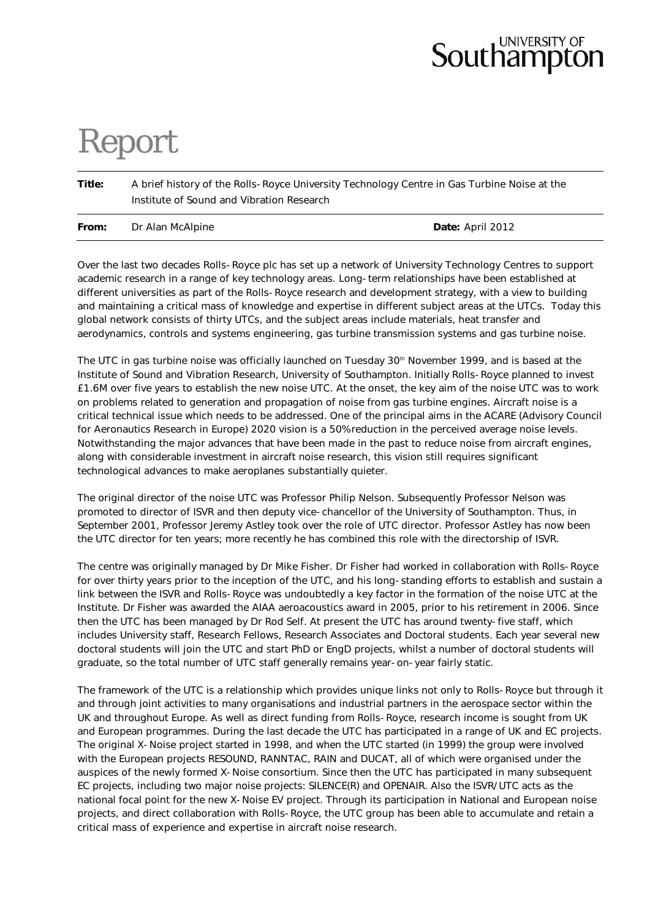UNIVERSITY OF Southampton

# Report

**Title:** A brief history of the Rolls-Royce University Technology Centre in Gas Turbine Noise at the Institute of Sound and Vibration Research

**From:** Dr Alan McAlpine **Date:** April 2012

Over the last two decades Rolls-Royce plc has set up a network of University Technology Centres to support academic research in a range of key technology areas. Long-term relationships have been established at different universities as part of the Rolls-Royce research and development strategy, with a view to building and maintaining a critical mass of knowledge and expertise in different subject areas at the UTCs. Today this global network consists of thirty UTCs, and the subject areas include materials, heat transfer and aerodynamics, controls and systems engineering, gas turbine transmission systems and gas turbine noise.

The UTC in gas turbine noise was officially launched on Tuesday 30th November 1999, and is based at the Institute of Sound and Vibration Research, University of Southampton. Initially Rolls-Royce planned to invest £1.6M over five years to establish the new noise UTC. At the onset, the key aim of the noise UTC was to work on problems related to generation and propagation of noise from gas turbine engines. Aircraft noise is a critical technical issue which needs to be addressed. One of the principal aims in the ACARE (Advisory Council for Aeronautics Research in Europe) 2020 vision is a 50% reduction in the perceived average noise levels. Notwithstanding the major advances that have been made in the past to reduce noise from aircraft engines, along with considerable investment in aircraft noise research, this vision still requires significant technological advances to make aeroplanes substantially quieter.

The original director of the noise UTC was Professor Philip Nelson. Subsequently Professor Nelson was promoted to director of ISVR and then deputy vice-chancellor of the University of Southampton. Thus, in September 2001, Professor Jeremy Astley took over the role of UTC director. Professor Astley has now been the UTC director for ten years; more recently he has combined this role with the directorship of ISVR.

The centre was originally managed by Dr Mike Fisher. Dr Fisher had worked in collaboration with Rolls-Royce for over thirty years prior to the inception of the UTC, and his long-standing efforts to establish and sustain a link between the ISVR and Rolls-Royce was undoubtedly a key factor in the formation of the noise UTC at the Institute. Dr Fisher was awarded the AIAA aeroacoustics award in 2005, prior to his retirement in 2006. Since then the UTC has been managed by Dr Rod Self. At present the UTC has around twenty-five staff, which includes University staff, Research Fellows, Research Associates and Doctoral students. Each year several new doctoral students will join the UTC and start PhD or EngD projects, whilst a number of doctoral students will graduate, so the total number of UTC staff generally remains year-on-year fairly static.

The framework of the UTC is a relationship which provides unique links not only to Rolls-Royce but through it and through joint activities to many organisations and industrial partners in the aerospace sector within the UK and throughout Europe. As well as direct funding from Rolls-Royce, research income is sought from UK and European programmes. During the last decade the UTC has participated in a range of UK and EC projects. The original X-Noise project started in 1998, and when the UTC started (in 1999) the group were involved with the European projects RESOUND, RANNTAC, RAIN and DUCAT, all of which were organised under the auspices of the newly formed X-Noise consortium. Since then the UTC has participated in many subsequent EC projects, including two major noise projects: SILENCE(R) and OPENAIR. Also the ISVR/UTC acts as the national focal point for the new X-Noise EV project. Through its participation in National and European noise projects, and direct collaboration with Rolls-Royce, the UTC group has been able to accumulate and retain a critical mass of experience and expertise in aircraft noise research.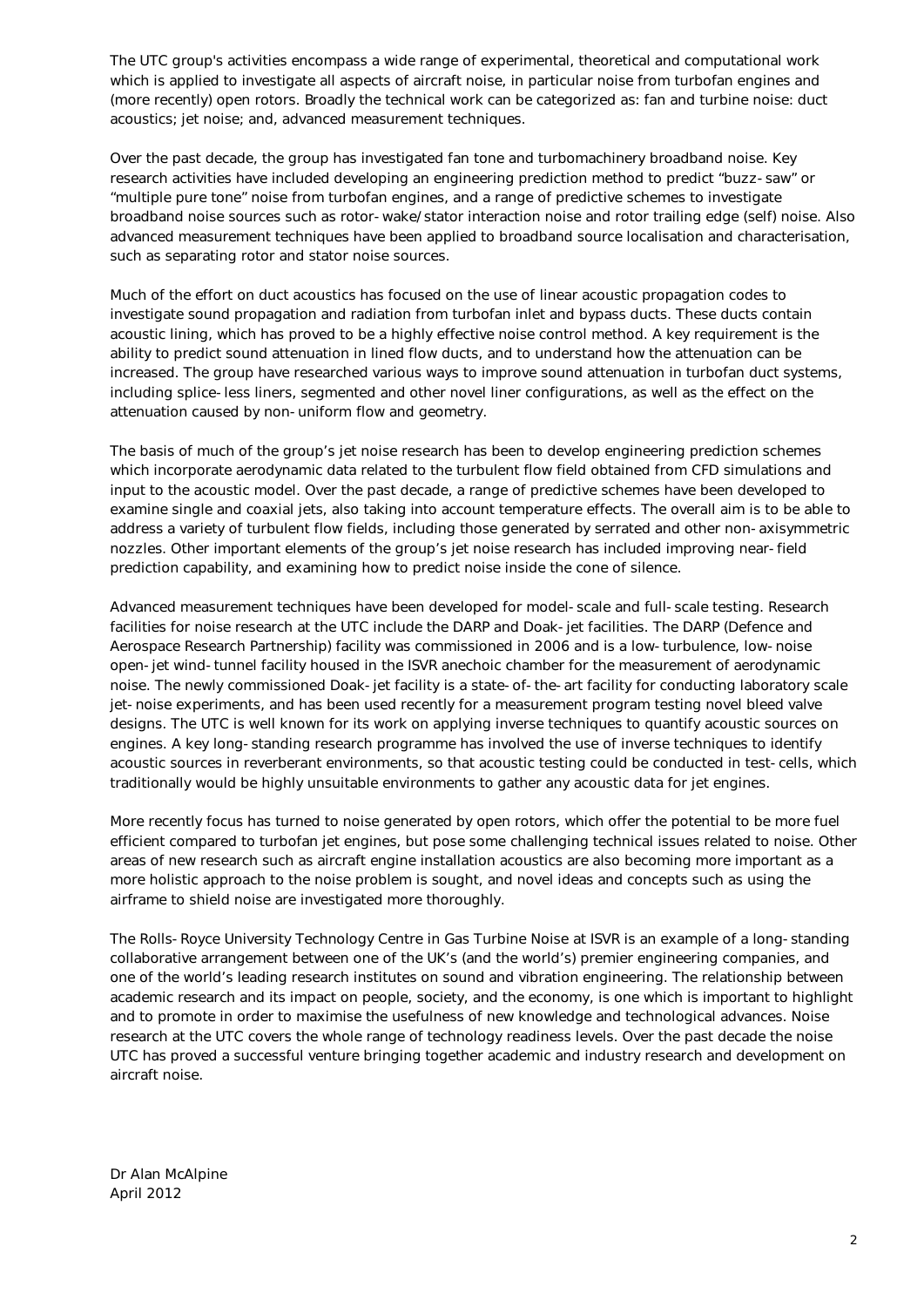The UTC group's activities encompass a wide range of experimental, theoretical and computational work which is applied to investigate all aspects of aircraft noise, in particular noise from turbofan engines and (more recently) open rotors. Broadly the technical work can be categorized as: fan and turbine noise: duct acoustics; jet noise; and, advanced measurement techniques.

Over the past decade, the group has investigated fan tone and turbomachinery broadband noise. Key research activities have included developing an engineering prediction method to predict "buzz-saw" or "multiple pure tone" noise from turbofan engines, and a range of predictive schemes to investigate broadband noise sources such as rotor-wake/stator interaction noise and rotor trailing edge (self) noise. Also advanced measurement techniques have been applied to broadband source localisation and characterisation, such as separating rotor and stator noise sources.

Much of the effort on duct acoustics has focused on the use of linear acoustic propagation codes to investigate sound propagation and radiation from turbofan inlet and bypass ducts. These ducts contain acoustic lining, which has proved to be a highly effective noise control method. A key requirement is the ability to predict sound attenuation in lined flow ducts, and to understand how the attenuation can be increased. The group have researched various ways to improve sound attenuation in turbofan duct systems, including splice-less liners, segmented and other novel liner configurations, as well as the effect on the attenuation caused by non-uniform flow and geometry.

The basis of much of the group's jet noise research has been to develop engineering prediction schemes which incorporate aerodynamic data related to the turbulent flow field obtained from CFD simulations and input to the acoustic model. Over the past decade, a range of predictive schemes have been developed to examine single and coaxial jets, also taking into account temperature effects. The overall aim is to be able to address a variety of turbulent flow fields, including those generated by serrated and other non-axisymmetric nozzles. Other important elements of the group's jet noise research has included improving near-field prediction capability, and examining how to predict noise inside the cone of silence.

Advanced measurement techniques have been developed for model-scale and full-scale testing. Research facilities for noise research at the UTC include the DARP and Doak-jet facilities. The DARP (Defence and Aerospace Research Partnership) facility was commissioned in 2006 and is a low-turbulence, low-noise open-jet wind-tunnel facility housed in the ISVR anechoic chamber for the measurement of aerodynamic noise. The newly commissioned Doak-jet facility is a state-of-the-art facility for conducting laboratory scale jet-noise experiments, and has been used recently for a measurement program testing novel bleed valve designs. The UTC is well known for its work on applying inverse techniques to quantify acoustic sources on engines. A key long-standing research programme has involved the use of inverse techniques to identify acoustic sources in reverberant environments, so that acoustic testing could be conducted in test-cells, which traditionally would be highly unsuitable environments to gather any acoustic data for jet engines.

More recently focus has turned to noise generated by open rotors, which offer the potential to be more fuel efficient compared to turbofan jet engines, but pose some challenging technical issues related to noise. Other areas of new research such as aircraft engine installation acoustics are also becoming more important as a more holistic approach to the noise problem is sought, and novel ideas and concepts such as using the airframe to shield noise are investigated more thoroughly.

The Rolls-Royce University Technology Centre in Gas Turbine Noise at ISVR is an example of a long-standing collaborative arrangement between one of the UK's (and the world's) premier engineering companies, and one of the world's leading research institutes on sound and vibration engineering. The relationship between academic research and its impact on people, society, and the economy, is one which is important to highlight and to promote in order to maximise the usefulness of new knowledge and technological advances. Noise research at the UTC covers the whole range of technology readiness levels. Over the past decade the noise UTC has proved a successful venture bringing together academic and industry research and development on aircraft noise.

Dr Alan McAlpine
April 2012